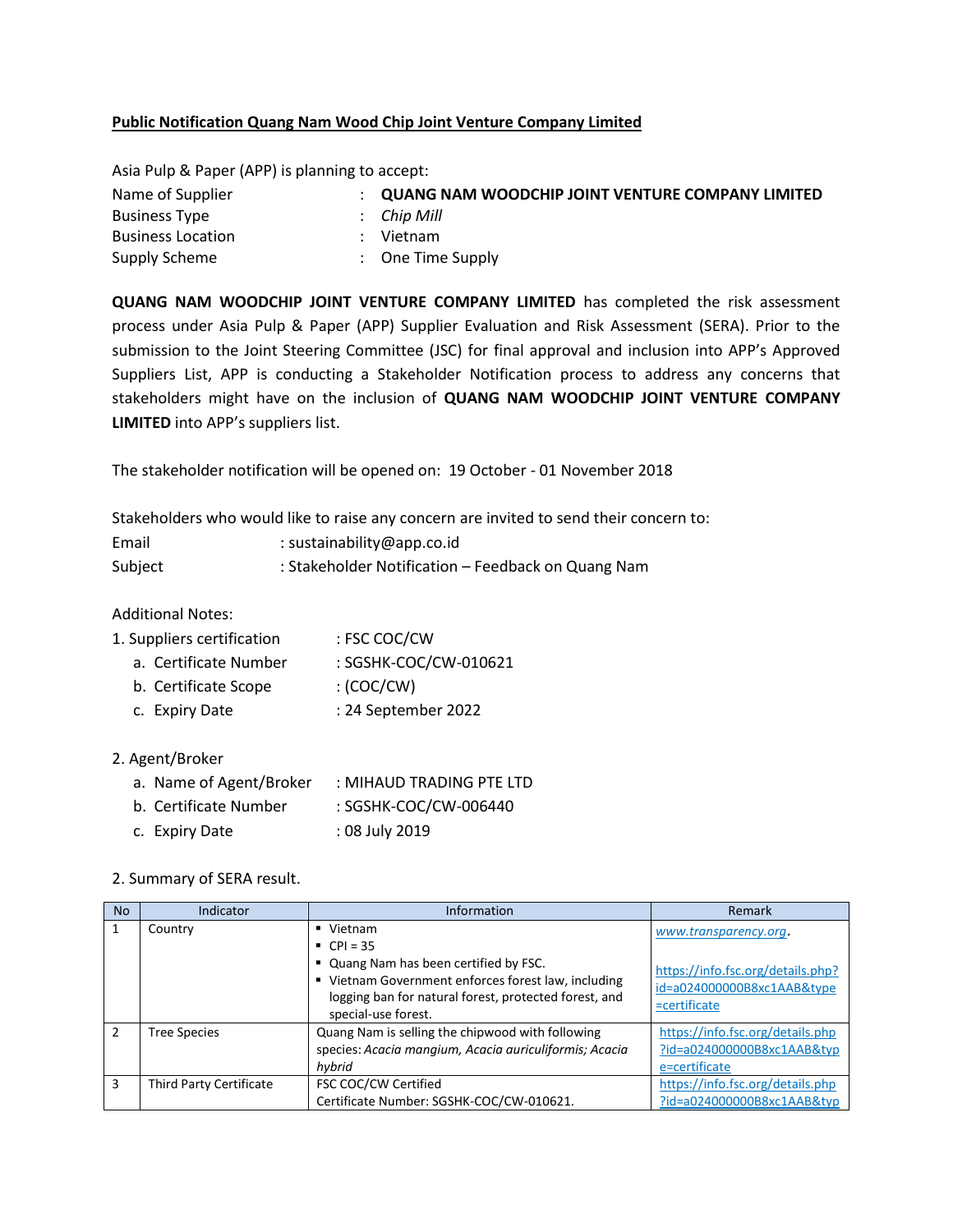**Public Notification Quang Nam Wood Chip Joint Venture Company Limited**

Asia Pulp & Paper (APP) is planning to accept:

| | | |
|---|---|---|
| Name of Supplier | : | **QUANG NAM WOODCHIP JOINT VENTURE COMPANY LIMITED** |
| Business Type | : | *Chip Mill* |
| Business Location | : | Vietnam |
| Supply Scheme | : | One Time Supply |

**QUANG NAM WOODCHIP JOINT VENTURE COMPANY LIMITED** has completed the risk assessment process under Asia Pulp & Paper (APP) Supplier Evaluation and Risk Assessment (SERA). Prior to the submission to the Joint Steering Committee (JSC) for final approval and inclusion into APP's Approved Suppliers List, APP is conducting a Stakeholder Notification process to address any concerns that stakeholders might have on the inclusion of **QUANG NAM WOODCHIP JOINT VENTURE COMPANY LIMITED** into APP's suppliers list.

The stakeholder notification will be opened on: 19 October - 01 November 2018

Stakeholders who would like to raise any concern are invited to send their concern to:

Email : sustainability@app.co.id

Subject : Stakeholder Notification – Feedback on Quang Nam

Additional Notes:

1. Suppliers certification : FSC COC/CW
   a. Certificate Number : SGSHK-COC/CW-010621
   b. Certificate Scope : (COC/CW)
   c. Expiry Date : 24 September 2022

2. Agent/Broker
   a. Name of Agent/Broker : MIHAUD TRADING PTE LTD
   b. Certificate Number : SGSHK-COC/CW-006440
   c. Expiry Date : 08 July 2019

2. Summary of SERA result.

| No | Indicator | Information | Remark |
|---|---|---|---|
| 1 | Country | ▪ Vietnam<br>▪ CPI = 35<br>▪ Quang Nam has been certified by FSC.<br>▪ Vietnam Government enforces forest law, including logging ban for natural forest, protected forest, and special-use forest. | *www.transparency.org*.<br><br>https://info.fsc.org/details.php?id=a024000000B8xc1AAB&type=certificate |
| 2 | Tree Species | Quang Nam is selling the chipwood with following species: *Acacia mangium, Acacia auriculiformis; Acacia hybrid* | https://info.fsc.org/details.php?id=a024000000B8xc1AAB&type=certificate |
| 3 | Third Party Certificate | FSC COC/CW Certified<br>Certificate Number: SGSHK-COC/CW-010621. | https://info.fsc.org/details.php?id=a024000000B8xc1AAB&typ |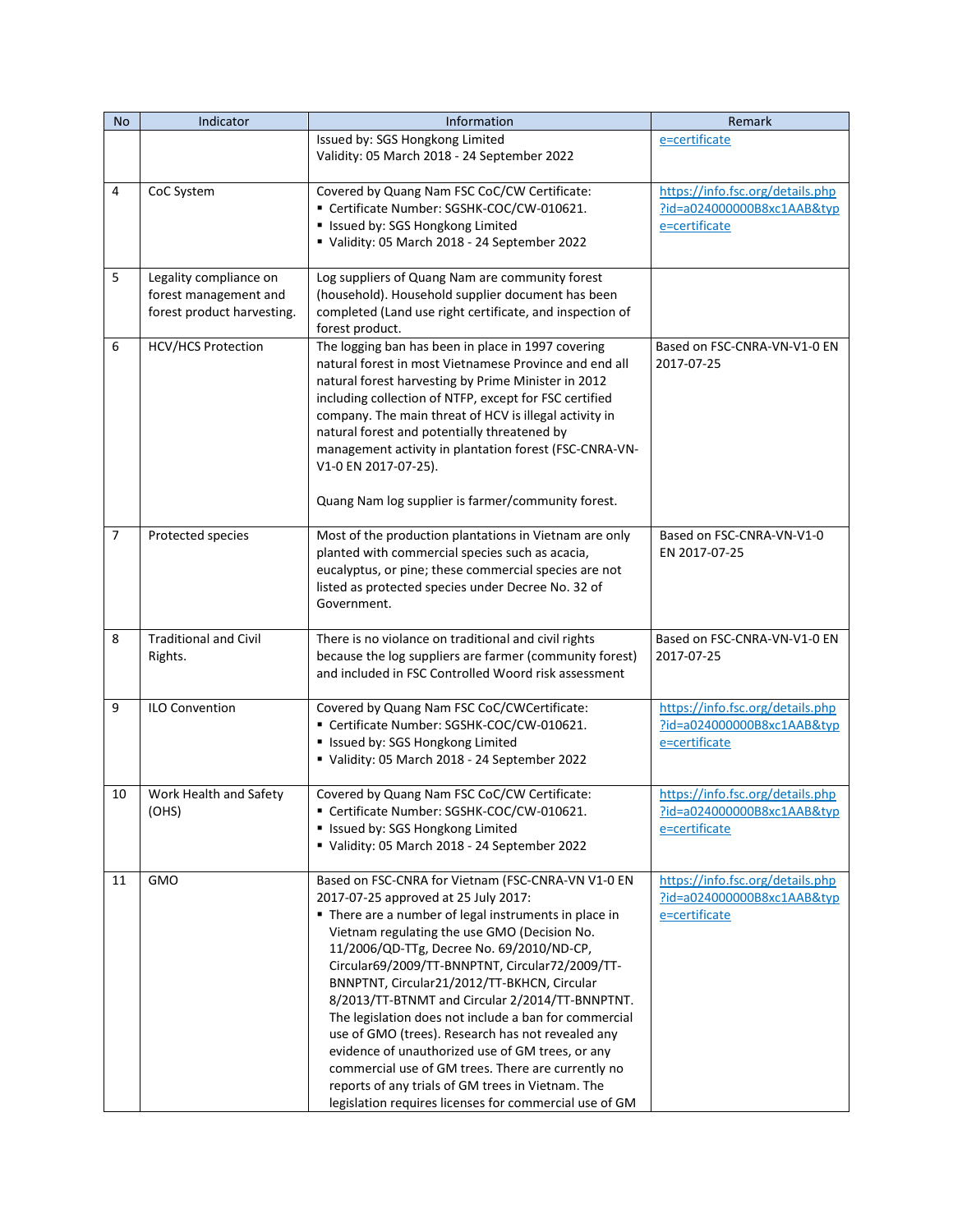| No | Indicator | Information | Remark |
|---|---|---|---|
| | | Issued by: SGS Hongkong Limited<br>Validity: 05 March 2018 - 24 September 2022 | e=certificate |
| 4 | CoC System | Covered by Quang Nam FSC CoC/CW Certificate:<br>▪ Certificate Number: SGSHK-COC/CW-010621.<br>▪ Issued by: SGS Hongkong Limited<br>▪ Validity: 05 March 2018 - 24 September 2022 | https://info.fsc.org/details.php?id=a024000000B8xc1AAB&type=certificate |
| 5 | Legality compliance on forest management and forest product harvesting. | Log suppliers of Quang Nam are community forest (household). Household supplier document has been completed (Land use right certificate, and inspection of forest product. | |
| 6 | HCV/HCS Protection | The logging ban has been in place in 1997 covering natural forest in most Vietnamese Province and end all natural forest harvesting by Prime Minister in 2012 including collection of NTFP, except for FSC certified company. The main threat of HCV is illegal activity in natural forest and potentially threatened by management activity in plantation forest (FSC-CNRA-VN-V1-0 EN 2017-07-25).<br><br>Quang Nam log supplier is farmer/community forest. | Based on FSC-CNRA-VN-V1-0 EN 2017-07-25 |
| 7 | Protected species | Most of the production plantations in Vietnam are only planted with commercial species such as acacia, eucalyptus, or pine; these commercial species are not listed as protected species under Decree No. 32 of Government. | Based on FSC-CNRA-VN-V1-0 EN 2017-07-25 |
| 8 | Traditional and Civil Rights. | There is no violance on traditional and civil rights because the log suppliers are farmer (community forest) and included in FSC Controlled Woord risk assessment | Based on FSC-CNRA-VN-V1-0 EN 2017-07-25 |
| 9 | ILO Convention | Covered by Quang Nam FSC CoC/CWCertificate:<br>▪ Certificate Number: SGSHK-COC/CW-010621.<br>▪ Issued by: SGS Hongkong Limited<br>▪ Validity: 05 March 2018 - 24 September 2022 | https://info.fsc.org/details.php?id=a024000000B8xc1AAB&type=certificate |
| 10 | Work Health and Safety (OHS) | Covered by Quang Nam FSC CoC/CW Certificate:<br>▪ Certificate Number: SGSHK-COC/CW-010621.<br>▪ Issued by: SGS Hongkong Limited<br>▪ Validity: 05 March 2018 - 24 September 2022 | https://info.fsc.org/details.php?id=a024000000B8xc1AAB&type=certificate |
| 11 | GMO | Based on FSC-CNRA for Vietnam (FSC-CNRA-VN V1-0 EN 2017-07-25 approved at 25 July 2017:<br>▪ There are a number of legal instruments in place in Vietnam regulating the use GMO (Decision No. 11/2006/QD-TTg, Decree No. 69/2010/ND-CP, Circular69/2009/TT-BNNPTNT, Circular72/2009/TT-BNNPTNT, Circular21/2012/TT-BKHCN, Circular 8/2013/TT-BTNMT and Circular 2/2014/TT-BNNPTNT. The legislation does not include a ban for commercial use of GMO (trees). Research has not revealed any evidence of unauthorized use of GM trees, or any commercial use of GM trees. There are currently no reports of any trials of GM trees in Vietnam. The legislation requires licenses for commercial use of GM | https://info.fsc.org/details.php?id=a024000000B8xc1AAB&type=certificate |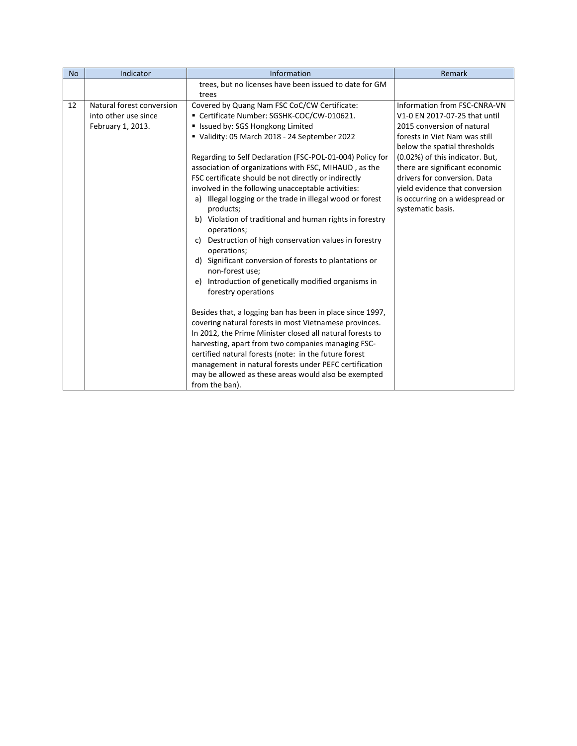| No | Indicator | Information | Remark |
|---|---|---|---|
| | | trees, but no licenses have been issued to date for GM trees | |
| 12 | Natural forest conversion into other use since February 1, 2013. | Covered by Quang Nam FSC CoC/CW Certificate:<br>▪ Certificate Number: SGSHK-COC/CW-010621.<br>▪ Issued by: SGS Hongkong Limited<br>▪ Validity: 05 March 2018 - 24 September 2022<br><br>Regarding to Self Declaration (FSC-POL-01-004) Policy for association of organizations with FSC, MIHAUD , as the FSC certificate should be not directly or indirectly involved in the following unacceptable activities:<br>a) Illegal logging or the trade in illegal wood or forest products;<br>b) Violation of traditional and human rights in forestry operations;<br>c) Destruction of high conservation values in forestry operations;<br>d) Significant conversion of forests to plantations or non-forest use;<br>e) Introduction of genetically modified organisms in forestry operations<br><br>Besides that, a logging ban has been in place since 1997, covering natural forests in most Vietnamese provinces. In 2012, the Prime Minister closed all natural forests to harvesting, apart from two companies managing FSC-certified natural forests (note: in the future forest management in natural forests under PEFC certification may be allowed as these areas would also be exempted from the ban). | Information from FSC-CNRA-VN V1-0 EN 2017-07-25 that until 2015 conversion of natural forests in Viet Nam was still below the spatial thresholds (0.02%) of this indicator. But, there are significant economic drivers for conversion. Data yield evidence that conversion is occurring on a widespread or systematic basis. |